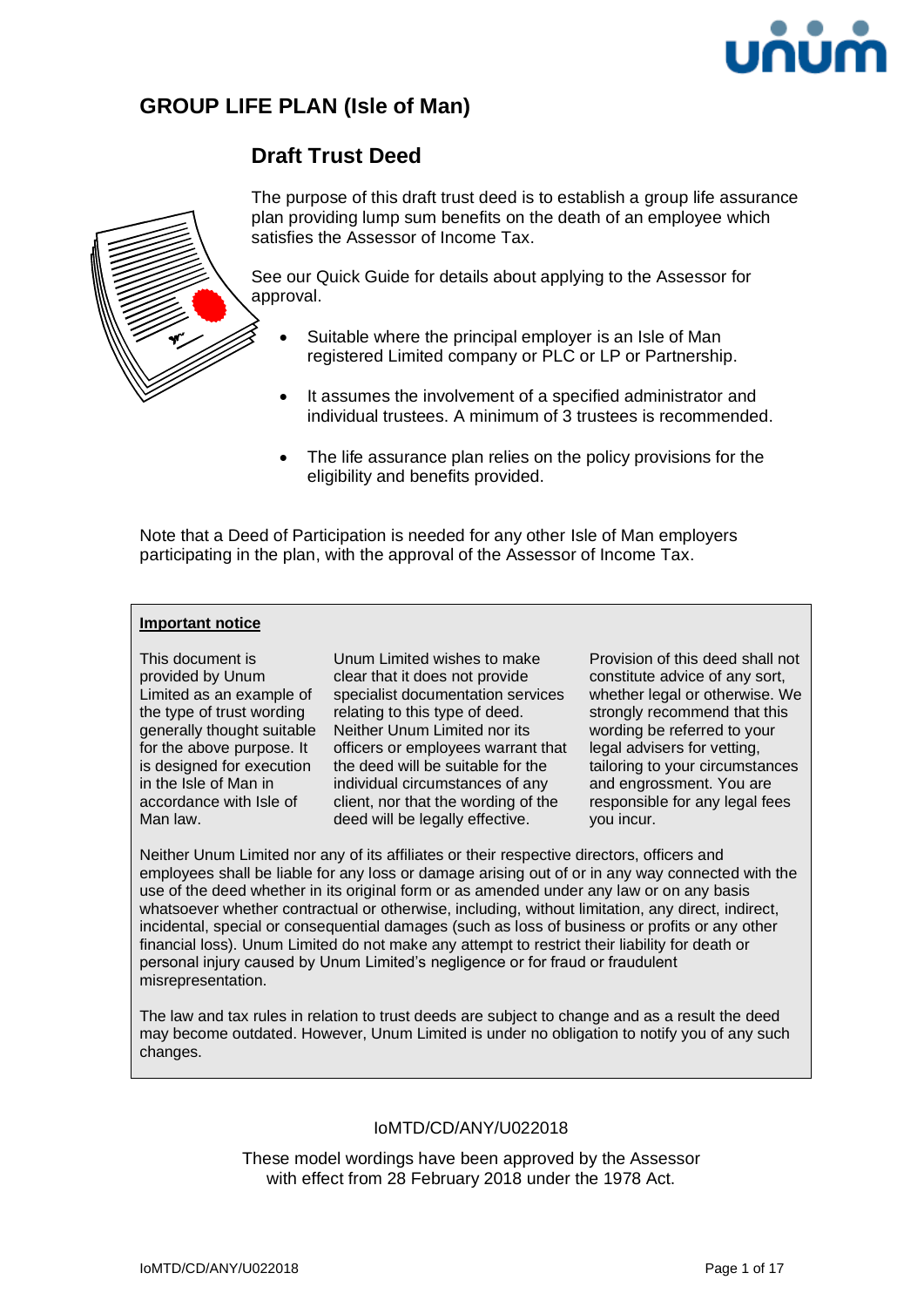# GROUP LIFE PLAN (Isle of Man)

## Draft Trust Deed

The purpose of this draft trust deed is to establish a group life assurance plan providing lump sum benefits on the death of an employee which satisfies the Assessor of Income Tax.

See our Quick Guide for details about applying to the Assessor for approval.

- Suitable where the principal employer is an Isle of Man registered Limited company or PLC or LP or Partnership.
- It assumes the involvement of a specified administrator and individual trustees. A minimum of 3 trustees is recommended.
- The life assurance plan relies on the policy provisions for the eligibility and benefits provided.

Note that a Deed of Participation is needed for any other Isle of Man employers participating in the plan, with the approval of the Assessor of Income Tax.

**Important notice**

This document is provided by Unum Limited as an example of the type of trust wording generally thought suitable for the above purpose. It is designed for execution in the Isle of Man in accordance with Isle of Man law.

Unum Limited wishes to make clear that it does not provide specialist documentation services relating to this type of deed. Neither Unum Limited nor its officers or employees warrant that the deed will be suitable for the individual circumstances of any client, nor that the wording of the deed will be legally effective.

Provision of this deed shall not constitute advice of any sort, whether legal or otherwise. We strongly recommend that this wording be referred to your legal advisers for vetting, tailoring to your circumstances and engrossment. You are responsible for any legal fees you incur.

Neither Unum Limited nor any of its affiliates or their respective directors, officers and employees shall be liable for any loss or damage arising out of or in any way connected with the use of the deed whether in its original form or as amended under any law or on any basis whatsoever whether contractual or otherwise, including, without limitation, any direct, indirect, incidental, special or consequential damages (such as loss of business or profits or any other financial loss). Unum Limited do not make any attempt to restrict their liability for death or personal injury caused by Unum Limited's negligence or for fraud or fraudulent misrepresentation.

The law and tax rules in relation to trust deeds are subject to change and as a result the deed may become outdated. However, Unum Limited is under no obligation to notify you of any such changes.

IoMTD/CD/ANY/U022018

These model wordings have been approved by the Assessor with effect from 28 February 2018 under the 1978 Act.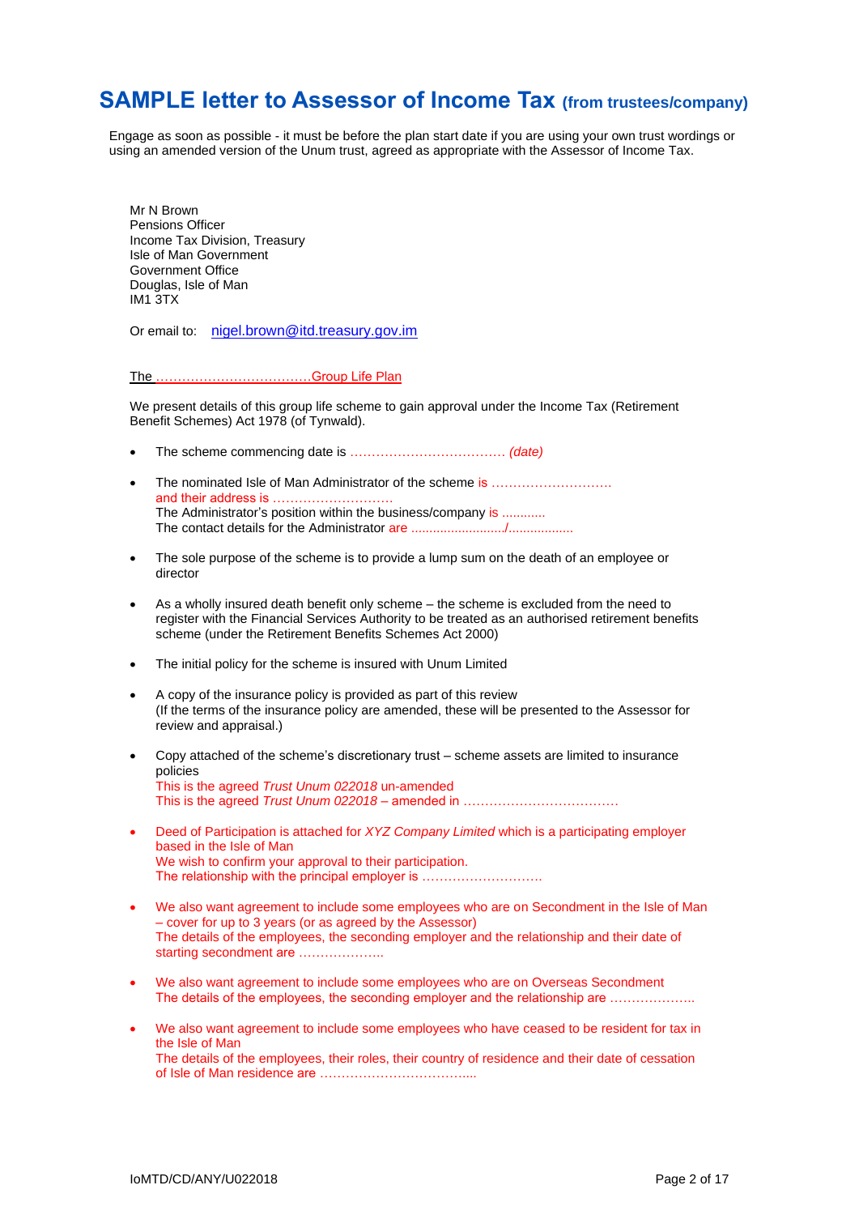# SAMPLE letter to Assessor of Income Tax (from trustees/company)

Engage as soon as possible - it must be before the plan start date if you are using your own trust wordings or using an amended version of the Unum trust, agreed as appropriate with the Assessor of Income Tax.

Mr N Brown
Pensions Officer
Income Tax Division, Treasury
Isle of Man Government
Government Office
Douglas, Isle of Man
IM1 3TX

Or email to: nigel.brown@itd.treasury.gov.im

The ………………………………Group Life Plan

We present details of this group life scheme to gain approval under the Income Tax (Retirement Benefit Schemes) Act 1978 (of Tynwald).

- The scheme commencing date is ……………………………… *(date)*
- The nominated Isle of Man Administrator of the scheme is ……………………… and their address is ………………………
  The Administrator's position within the business/company is ...........
  The contact details for the Administrator are ........................./.................
- The sole purpose of the scheme is to provide a lump sum on the death of an employee or director
- As a wholly insured death benefit only scheme – the scheme is excluded from the need to register with the Financial Services Authority to be treated as an authorised retirement benefits scheme (under the Retirement Benefits Schemes Act 2000)
- The initial policy for the scheme is insured with Unum Limited
- A copy of the insurance policy is provided as part of this review
  (If the terms of the insurance policy are amended, these will be presented to the Assessor for review and appraisal.)
- Copy attached of the scheme's discretionary trust – scheme assets are limited to insurance policies
  This is the agreed *Trust Unum 022018* un-amended
  This is the agreed *Trust Unum 022018* – amended in ………………………………
- Deed of Participation is attached for *XYZ Company Limited* which is a participating employer based in the Isle of Man
  We wish to confirm your approval to their participation.
  The relationship with the principal employer is ……………………….
- We also want agreement to include some employees who are on Secondment in the Isle of Man – cover for up to 3 years (or as agreed by the Assessor)
  The details of the employees, the seconding employer and the relationship and their date of starting secondment are ………………..
- We also want agreement to include some employees who are on Overseas Secondment
  The details of the employees, the seconding employer and the relationship are ………………..
- We also want agreement to include some employees who have ceased to be resident for tax in the Isle of Man
  The details of the employees, their roles, their country of residence and their date of cessation of Isle of Man residence are ……………………………...

IoMTD/CD/ANY/U022018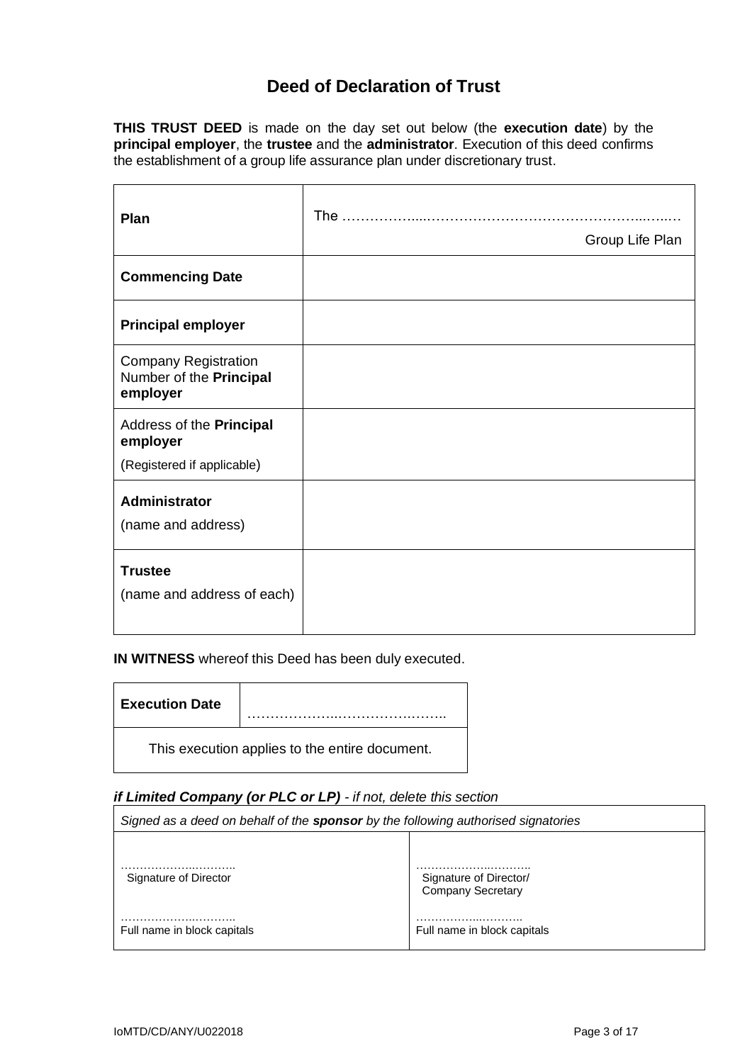# Deed of Declaration of Trust

**THIS TRUST DEED** is made on the day set out below (the **execution date**) by the **principal employer**, the **trustee** and the **administrator**. Execution of this deed confirms the establishment of a group life assurance plan under discretionary trust.

| | |
|---|---|
| **Plan** | The ……………...…………………………………………..…..… Group Life Plan |
| **Commencing Date** | |
| **Principal employer** | |
| Company Registration Number of the **Principal employer** | |
| Address of the **Principal employer** (Registered if applicable) | |
| **Administrator** (name and address) | |
| **Trustee** (name and address of each) | |

**IN WITNESS** whereof this Deed has been duly executed.

| **Execution Date** | ………………..……………..…….. |
|---|---|
| This execution applies to the entire document. | |

***if Limited Company (or PLC or LP)*** *- if not, delete this section*

| *Signed as a deed on behalf of the **sponsor** by the following authorised signatories* | |
|---|---|
| ……………..……….. Signature of Director | ……………..……….. Signature of Director/ Company Secretary |
| ……………..……….. Full name in block capitals | ……………...……….. Full name in block capitals |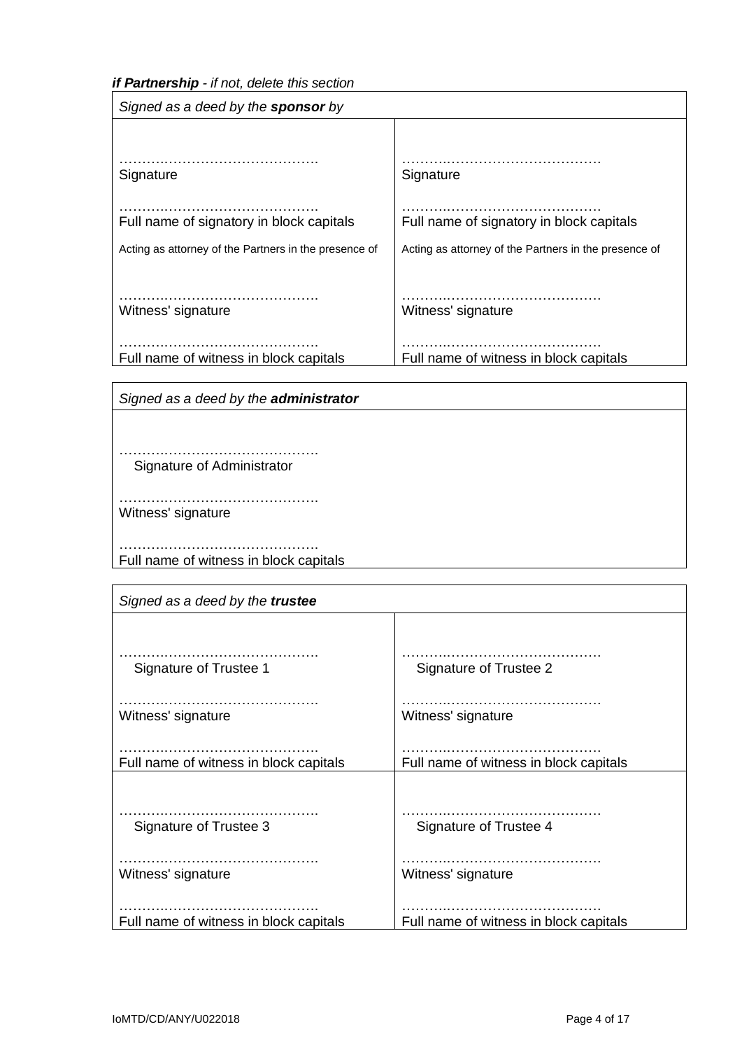***if Partnership** - if not, delete this section*

| *Signed as a deed by the **sponsor** by* | |
|---|---|
| ……………………………………. | ……………………………………. |
| Signature | Signature |
| ……………………………………. | ……………………………………. |
| Full name of signatory in block capitals | Full name of signatory in block capitals |
| Acting as attorney of the Partners in the presence of | Acting as attorney of the Partners in the presence of |
| ……………………………………. | ……………………………………. |
| Witness' signature | Witness' signature |
| ……………………………………. | ……………………………………. |
| Full name of witness in block capitals | Full name of witness in block capitals |

| *Signed as a deed by the **administrator*** |
|---|
| ……………………………………. |
| Signature of Administrator |
| ……………………………………. |
| Witness' signature |
| ……………………………………. |
| Full name of witness in block capitals |

| *Signed as a deed by the **trustee*** | |
|---|---|
| ……………………………………. | ……………………………………. |
| Signature of Trustee 1 | Signature of Trustee 2 |
| ……………………………………. | ……………………………………. |
| Witness' signature | Witness' signature |
| ……………………………………. | ……………………………………. |
| Full name of witness in block capitals | Full name of witness in block capitals |
| ……………………………………. | ……………………………………. |
| Signature of Trustee 3 | Signature of Trustee 4 |
| ……………………………………. | ……………………………………. |
| Witness' signature | Witness' signature |
| ……………………………………. | ……………………………………. |
| Full name of witness in block capitals | Full name of witness in block capitals |

IoMTD/CD/ANY/U022018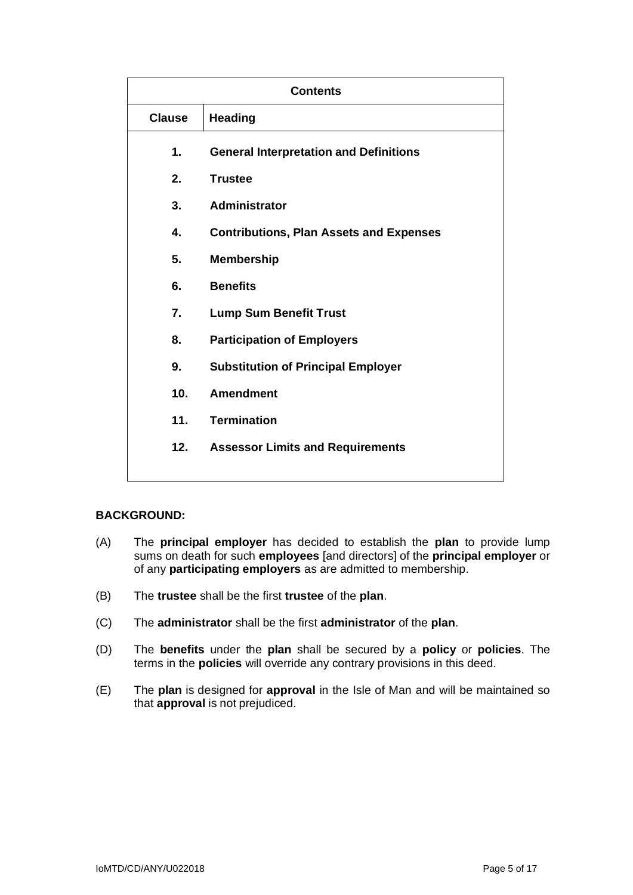| Contents | |
|---|---|
| **Clause** | **Heading** |
| **1.** | **General Interpretation and Definitions** |
| **2.** | **Trustee** |
| **3.** | **Administrator** |
| **4.** | **Contributions, Plan Assets and Expenses** |
| **5.** | **Membership** |
| **6.** | **Benefits** |
| **7.** | **Lump Sum Benefit Trust** |
| **8.** | **Participation of Employers** |
| **9.** | **Substitution of Principal Employer** |
| **10.** | **Amendment** |
| **11.** | **Termination** |
| **12.** | **Assessor Limits and Requirements** |

**BACKGROUND:**

(A) The **principal employer** has decided to establish the **plan** to provide lump sums on death for such **employees** [and directors] of the **principal employer** or of any **participating employers** as are admitted to membership.

(B) The **trustee** shall be the first **trustee** of the **plan**.

(C) The **administrator** shall be the first **administrator** of the **plan**.

(D) The **benefits** under the **plan** shall be secured by a **policy** or **policies**. The terms in the **policies** will override any contrary provisions in this deed.

(E) The **plan** is designed for **approval** in the Isle of Man and will be maintained so that **approval** is not prejudiced.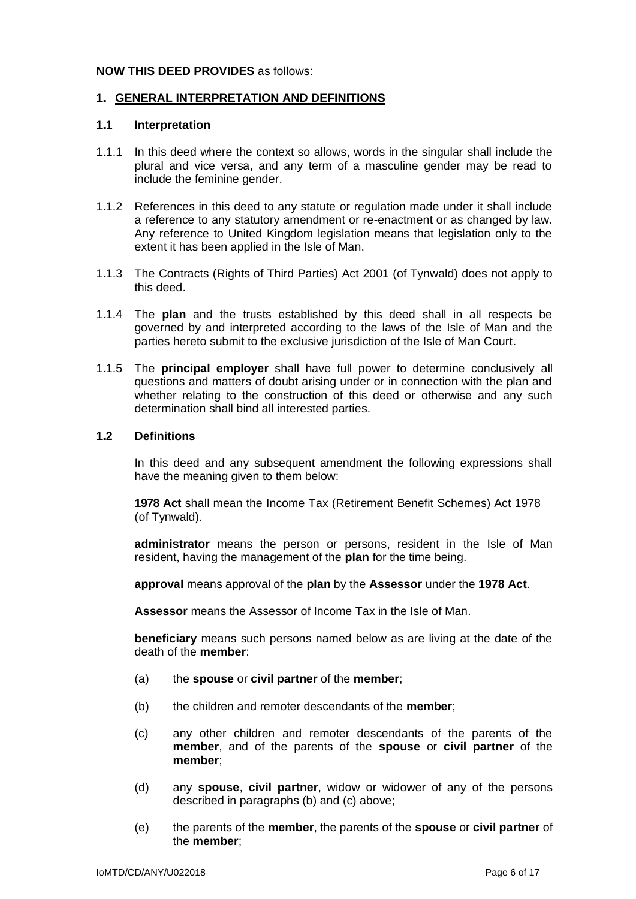**NOW THIS DEED PROVIDES** as follows:

## 1. GENERAL INTERPRETATION AND DEFINITIONS

### 1.1 Interpretation

1.1.1 In this deed where the context so allows, words in the singular shall include the plural and vice versa, and any term of a masculine gender may be read to include the feminine gender.

1.1.2 References in this deed to any statute or regulation made under it shall include a reference to any statutory amendment or re-enactment or as changed by law. Any reference to United Kingdom legislation means that legislation only to the extent it has been applied in the Isle of Man.

1.1.3 The Contracts (Rights of Third Parties) Act 2001 (of Tynwald) does not apply to this deed.

1.1.4 The **plan** and the trusts established by this deed shall in all respects be governed by and interpreted according to the laws of the Isle of Man and the parties hereto submit to the exclusive jurisdiction of the Isle of Man Court.

1.1.5 The **principal employer** shall have full power to determine conclusively all questions and matters of doubt arising under or in connection with the plan and whether relating to the construction of this deed or otherwise and any such determination shall bind all interested parties.

### 1.2 Definitions

In this deed and any subsequent amendment the following expressions shall have the meaning given to them below:

**1978 Act** shall mean the Income Tax (Retirement Benefit Schemes) Act 1978 (of Tynwald).

**administrator** means the person or persons, resident in the Isle of Man resident, having the management of the **plan** for the time being.

**approval** means approval of the **plan** by the **Assessor** under the **1978 Act**.

**Assessor** means the Assessor of Income Tax in the Isle of Man.

**beneficiary** means such persons named below as are living at the date of the death of the **member**:

(a) the **spouse** or **civil partner** of the **member**;

(b) the children and remoter descendants of the **member**;

(c) any other children and remoter descendants of the parents of the **member**, and of the parents of the **spouse** or **civil partner** of the **member**;

(d) any **spouse**, **civil partner**, widow or widower of any of the persons described in paragraphs (b) and (c) above;

(e) the parents of the **member**, the parents of the **spouse** or **civil partner** of the **member**;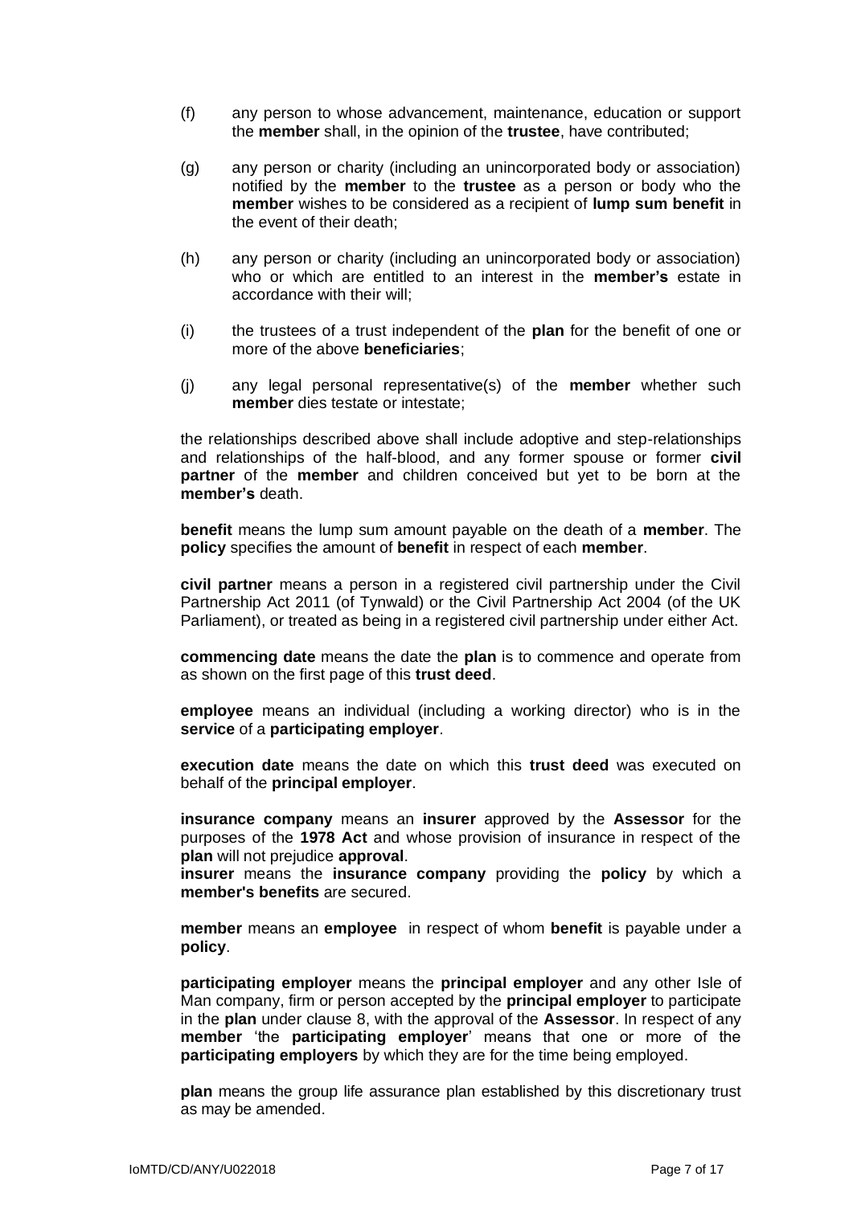(f) any person to whose advancement, maintenance, education or support the **member** shall, in the opinion of the **trustee**, have contributed;

(g) any person or charity (including an unincorporated body or association) notified by the **member** to the **trustee** as a person or body who the **member** wishes to be considered as a recipient of **lump sum benefit** in the event of their death;

(h) any person or charity (including an unincorporated body or association) who or which are entitled to an interest in the **member's** estate in accordance with their will;

(i) the trustees of a trust independent of the **plan** for the benefit of one or more of the above **beneficiaries**;

(j) any legal personal representative(s) of the **member** whether such **member** dies testate or intestate;

the relationships described above shall include adoptive and step-relationships and relationships of the half-blood, and any former spouse or former **civil partner** of the **member** and children conceived but yet to be born at the **member's** death.

**benefit** means the lump sum amount payable on the death of a **member**. The **policy** specifies the amount of **benefit** in respect of each **member**.

**civil partner** means a person in a registered civil partnership under the Civil Partnership Act 2011 (of Tynwald) or the Civil Partnership Act 2004 (of the UK Parliament), or treated as being in a registered civil partnership under either Act.

**commencing date** means the date the **plan** is to commence and operate from as shown on the first page of this **trust deed**.

**employee** means an individual (including a working director) who is in the **service** of a **participating employer**.

**execution date** means the date on which this **trust deed** was executed on behalf of the **principal employer**.

**insurance company** means an **insurer** approved by the **Assessor** for the purposes of the **1978 Act** and whose provision of insurance in respect of the **plan** will not prejudice **approval**.

**insurer** means the **insurance company** providing the **policy** by which a **member's benefits** are secured.

**member** means an **employee** in respect of whom **benefit** is payable under a **policy**.

**participating employer** means the **principal employer** and any other Isle of Man company, firm or person accepted by the **principal employer** to participate in the **plan** under clause 8, with the approval of the **Assessor**. In respect of any **member** 'the **participating employer**' means that one or more of the **participating employers** by which they are for the time being employed.

**plan** means the group life assurance plan established by this discretionary trust as may be amended.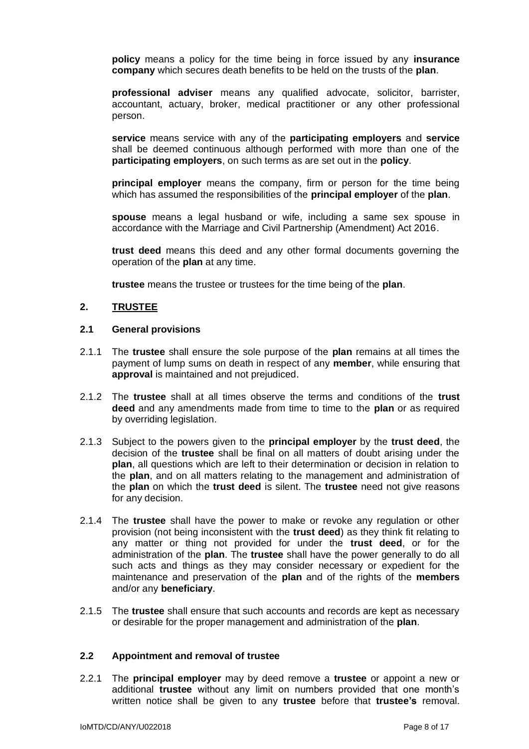**policy** means a policy for the time being in force issued by any **insurance company** which secures death benefits to be held on the trusts of the **plan**.

**professional adviser** means any qualified advocate, solicitor, barrister, accountant, actuary, broker, medical practitioner or any other professional person.

**service** means service with any of the **participating employers** and **service** shall be deemed continuous although performed with more than one of the **participating employers**, on such terms as are set out in the **policy**.

**principal employer** means the company, firm or person for the time being which has assumed the responsibilities of the **principal employer** of the **plan**.

**spouse** means a legal husband or wife, including a same sex spouse in accordance with the Marriage and Civil Partnership (Amendment) Act 2016.

**trust deed** means this deed and any other formal documents governing the operation of the **plan** at any time.

**trustee** means the trustee or trustees for the time being of the **plan**.

## 2. TRUSTEE

### 2.1 General provisions

2.1.1 The **trustee** shall ensure the sole purpose of the **plan** remains at all times the payment of lump sums on death in respect of any **member**, while ensuring that **approval** is maintained and not prejudiced.

2.1.2 The **trustee** shall at all times observe the terms and conditions of the **trust deed** and any amendments made from time to time to the **plan** or as required by overriding legislation.

2.1.3 Subject to the powers given to the **principal employer** by the **trust deed**, the decision of the **trustee** shall be final on all matters of doubt arising under the **plan**, all questions which are left to their determination or decision in relation to the **plan**, and on all matters relating to the management and administration of the **plan** on which the **trust deed** is silent. The **trustee** need not give reasons for any decision.

2.1.4 The **trustee** shall have the power to make or revoke any regulation or other provision (not being inconsistent with the **trust deed**) as they think fit relating to any matter or thing not provided for under the **trust deed**, or for the administration of the **plan**. The **trustee** shall have the power generally to do all such acts and things as they may consider necessary or expedient for the maintenance and preservation of the **plan** and of the rights of the **members** and/or any **beneficiary**.

2.1.5 The **trustee** shall ensure that such accounts and records are kept as necessary or desirable for the proper management and administration of the **plan**.

### 2.2 Appointment and removal of trustee

2.2.1 The **principal employer** may by deed remove a **trustee** or appoint a new or additional **trustee** without any limit on numbers provided that one month's written notice shall be given to any **trustee** before that **trustee's** removal.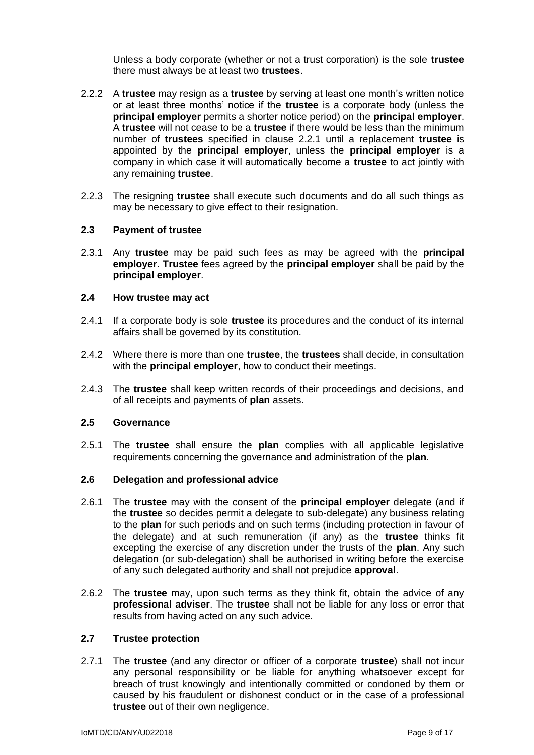Unless a body corporate (whether or not a trust corporation) is the sole **trustee** there must always be at least two **trustees**.

2.2.2 A **trustee** may resign as a **trustee** by serving at least one month's written notice or at least three months' notice if the **trustee** is a corporate body (unless the **principal employer** permits a shorter notice period) on the **principal employer**. A **trustee** will not cease to be a **trustee** if there would be less than the minimum number of **trustees** specified in clause 2.2.1 until a replacement **trustee** is appointed by the **principal employer**, unless the **principal employer** is a company in which case it will automatically become a **trustee** to act jointly with any remaining **trustee**.

2.2.3 The resigning **trustee** shall execute such documents and do all such things as may be necessary to give effect to their resignation.

### 2.3 Payment of trustee

2.3.1 Any **trustee** may be paid such fees as may be agreed with the **principal employer**. **Trustee** fees agreed by the **principal employer** shall be paid by the **principal employer**.

### 2.4 How trustee may act

2.4.1 If a corporate body is sole **trustee** its procedures and the conduct of its internal affairs shall be governed by its constitution.

2.4.2 Where there is more than one **trustee**, the **trustees** shall decide, in consultation with the **principal employer**, how to conduct their meetings.

2.4.3 The **trustee** shall keep written records of their proceedings and decisions, and of all receipts and payments of **plan** assets.

### 2.5 Governance

2.5.1 The **trustee** shall ensure the **plan** complies with all applicable legislative requirements concerning the governance and administration of the **plan**.

### 2.6 Delegation and professional advice

2.6.1 The **trustee** may with the consent of the **principal employer** delegate (and if the **trustee** so decides permit a delegate to sub-delegate) any business relating to the **plan** for such periods and on such terms (including protection in favour of the delegate) and at such remuneration (if any) as the **trustee** thinks fit excepting the exercise of any discretion under the trusts of the **plan**. Any such delegation (or sub-delegation) shall be authorised in writing before the exercise of any such delegated authority and shall not prejudice **approval**.

2.6.2 The **trustee** may, upon such terms as they think fit, obtain the advice of any **professional adviser**. The **trustee** shall not be liable for any loss or error that results from having acted on any such advice.

### 2.7 Trustee protection

2.7.1 The **trustee** (and any director or officer of a corporate **trustee**) shall not incur any personal responsibility or be liable for anything whatsoever except for breach of trust knowingly and intentionally committed or condoned by them or caused by his fraudulent or dishonest conduct or in the case of a professional **trustee** out of their own negligence.

IoMTD/CD/ANY/U022018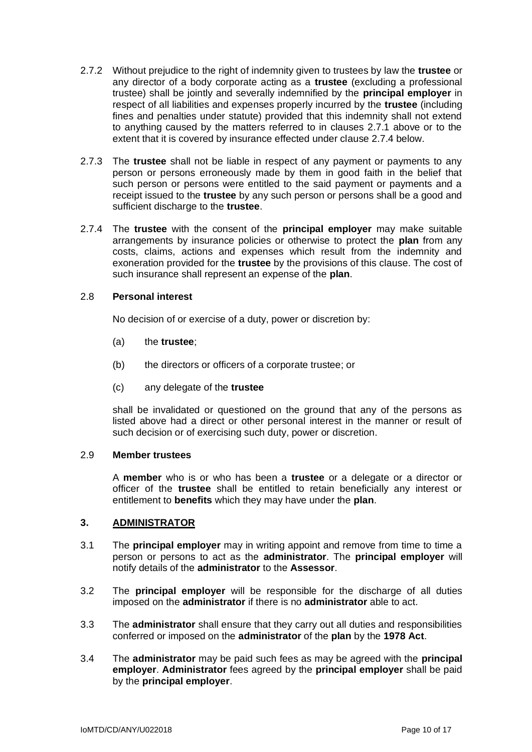2.7.2 Without prejudice to the right of indemnity given to trustees by law the **trustee** or any director of a body corporate acting as a **trustee** (excluding a professional trustee) shall be jointly and severally indemnified by the **principal employer** in respect of all liabilities and expenses properly incurred by the **trustee** (including fines and penalties under statute) provided that this indemnity shall not extend to anything caused by the matters referred to in clauses 2.7.1 above or to the extent that it is covered by insurance effected under clause 2.7.4 below.

2.7.3 The **trustee** shall not be liable in respect of any payment or payments to any person or persons erroneously made by them in good faith in the belief that such person or persons were entitled to the said payment or payments and a receipt issued to the **trustee** by any such person or persons shall be a good and sufficient discharge to the **trustee**.

2.7.4 The **trustee** with the consent of the **principal employer** may make suitable arrangements by insurance policies or otherwise to protect the **plan** from any costs, claims, actions and expenses which result from the indemnity and exoneration provided for the **trustee** by the provisions of this clause. The cost of such insurance shall represent an expense of the **plan**.

2.8 **Personal interest**

No decision of or exercise of a duty, power or discretion by:

(a) the **trustee**;

(b) the directors or officers of a corporate trustee; or

(c) any delegate of the **trustee**

shall be invalidated or questioned on the ground that any of the persons as listed above had a direct or other personal interest in the manner or result of such decision or of exercising such duty, power or discretion.

2.9 **Member trustees**

A **member** who is or who has been a **trustee** or a delegate or a director or officer of the **trustee** shall be entitled to retain beneficially any interest or entitlement to **benefits** which they may have under the **plan**.

## 3. ADMINISTRATOR

3.1 The **principal employer** may in writing appoint and remove from time to time a person or persons to act as the **administrator**. The **principal employer** will notify details of the **administrator** to the **Assessor**.

3.2 The **principal employer** will be responsible for the discharge of all duties imposed on the **administrator** if there is no **administrator** able to act.

3.3 The **administrator** shall ensure that they carry out all duties and responsibilities conferred or imposed on the **administrator** of the **plan** by the **1978 Act**.

3.4 The **administrator** may be paid such fees as may be agreed with the **principal employer**. **Administrator** fees agreed by the **principal employer** shall be paid by the **principal employer**.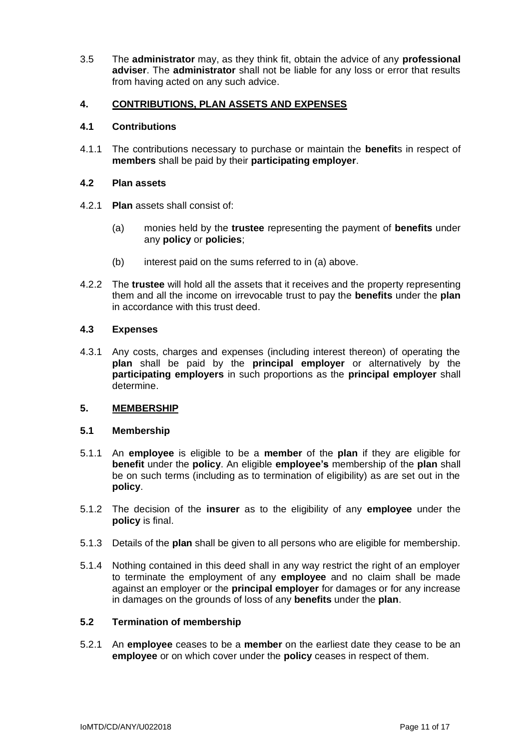3.5 The **administrator** may, as they think fit, obtain the advice of any **professional adviser**. The **administrator** shall not be liable for any loss or error that results from having acted on any such advice.

## 4. CONTRIBUTIONS, PLAN ASSETS AND EXPENSES

### 4.1 Contributions

4.1.1 The contributions necessary to purchase or maintain the **benefit**s in respect of **members** shall be paid by their **participating employer**.

### 4.2 Plan assets

4.2.1 **Plan** assets shall consist of:

(a) monies held by the **trustee** representing the payment of **benefits** under any **policy** or **policies**;

(b) interest paid on the sums referred to in (a) above.

4.2.2 The **trustee** will hold all the assets that it receives and the property representing them and all the income on irrevocable trust to pay the **benefits** under the **plan** in accordance with this trust deed.

### 4.3 Expenses

4.3.1 Any costs, charges and expenses (including interest thereon) of operating the **plan** shall be paid by the **principal employer** or alternatively by the **participating employers** in such proportions as the **principal employer** shall determine.

## 5. MEMBERSHIP

### 5.1 Membership

5.1.1 An **employee** is eligible to be a **member** of the **plan** if they are eligible for **benefit** under the **policy**. An eligible **employee's** membership of the **plan** shall be on such terms (including as to termination of eligibility) as are set out in the **policy**.

5.1.2 The decision of the **insurer** as to the eligibility of any **employee** under the **policy** is final.

5.1.3 Details of the **plan** shall be given to all persons who are eligible for membership.

5.1.4 Nothing contained in this deed shall in any way restrict the right of an employer to terminate the employment of any **employee** and no claim shall be made against an employer or the **principal employer** for damages or for any increase in damages on the grounds of loss of any **benefits** under the **plan**.

### 5.2 Termination of membership

5.2.1 An **employee** ceases to be a **member** on the earliest date they cease to be an **employee** or on which cover under the **policy** ceases in respect of them.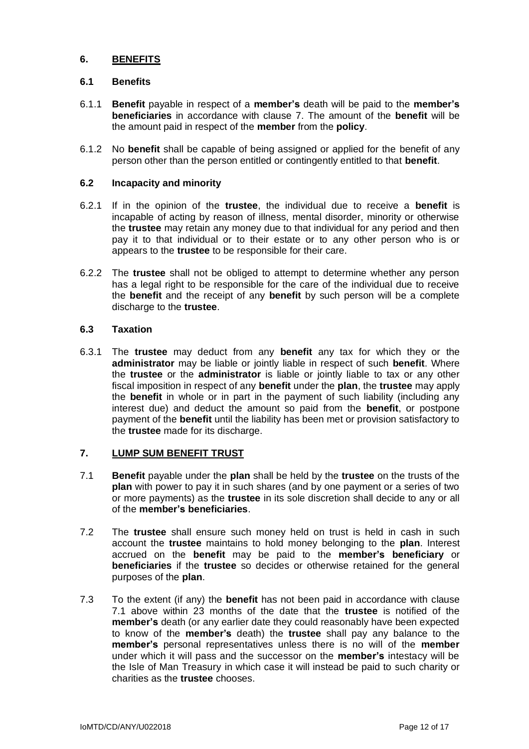## 6. BENEFITS

### 6.1 Benefits

6.1.1 **Benefit** payable in respect of a **member's** death will be paid to the **member's beneficiaries** in accordance with clause 7. The amount of the **benefit** will be the amount paid in respect of the **member** from the **policy**.

6.1.2 No **benefit** shall be capable of being assigned or applied for the benefit of any person other than the person entitled or contingently entitled to that **benefit**.

### 6.2 Incapacity and minority

6.2.1 If in the opinion of the **trustee**, the individual due to receive a **benefit** is incapable of acting by reason of illness, mental disorder, minority or otherwise the **trustee** may retain any money due to that individual for any period and then pay it to that individual or to their estate or to any other person who is or appears to the **trustee** to be responsible for their care.

6.2.2 The **trustee** shall not be obliged to attempt to determine whether any person has a legal right to be responsible for the care of the individual due to receive the **benefit** and the receipt of any **benefit** by such person will be a complete discharge to the **trustee**.

### 6.3 Taxation

6.3.1 The **trustee** may deduct from any **benefit** any tax for which they or the **administrator** may be liable or jointly liable in respect of such **benefit**. Where the **trustee** or the **administrator** is liable or jointly liable to tax or any other fiscal imposition in respect of any **benefit** under the **plan**, the **trustee** may apply the **benefit** in whole or in part in the payment of such liability (including any interest due) and deduct the amount so paid from the **benefit**, or postpone payment of the **benefit** until the liability has been met or provision satisfactory to the **trustee** made for its discharge.

## 7. LUMP SUM BENEFIT TRUST

7.1 **Benefit** payable under the **plan** shall be held by the **trustee** on the trusts of the **plan** with power to pay it in such shares (and by one payment or a series of two or more payments) as the **trustee** in its sole discretion shall decide to any or all of the **member's beneficiaries**.

7.2 The **trustee** shall ensure such money held on trust is held in cash in such account the **trustee** maintains to hold money belonging to the **plan**. Interest accrued on the **benefit** may be paid to the **member's beneficiary** or **beneficiaries** if the **trustee** so decides or otherwise retained for the general purposes of the **plan**.

7.3 To the extent (if any) the **benefit** has not been paid in accordance with clause 7.1 above within 23 months of the date that the **trustee** is notified of the **member's** death (or any earlier date they could reasonably have been expected to know of the **member's** death) the **trustee** shall pay any balance to the **member's** personal representatives unless there is no will of the **member** under which it will pass and the successor on the **member's** intestacy will be the Isle of Man Treasury in which case it will instead be paid to such charity or charities as the **trustee** chooses.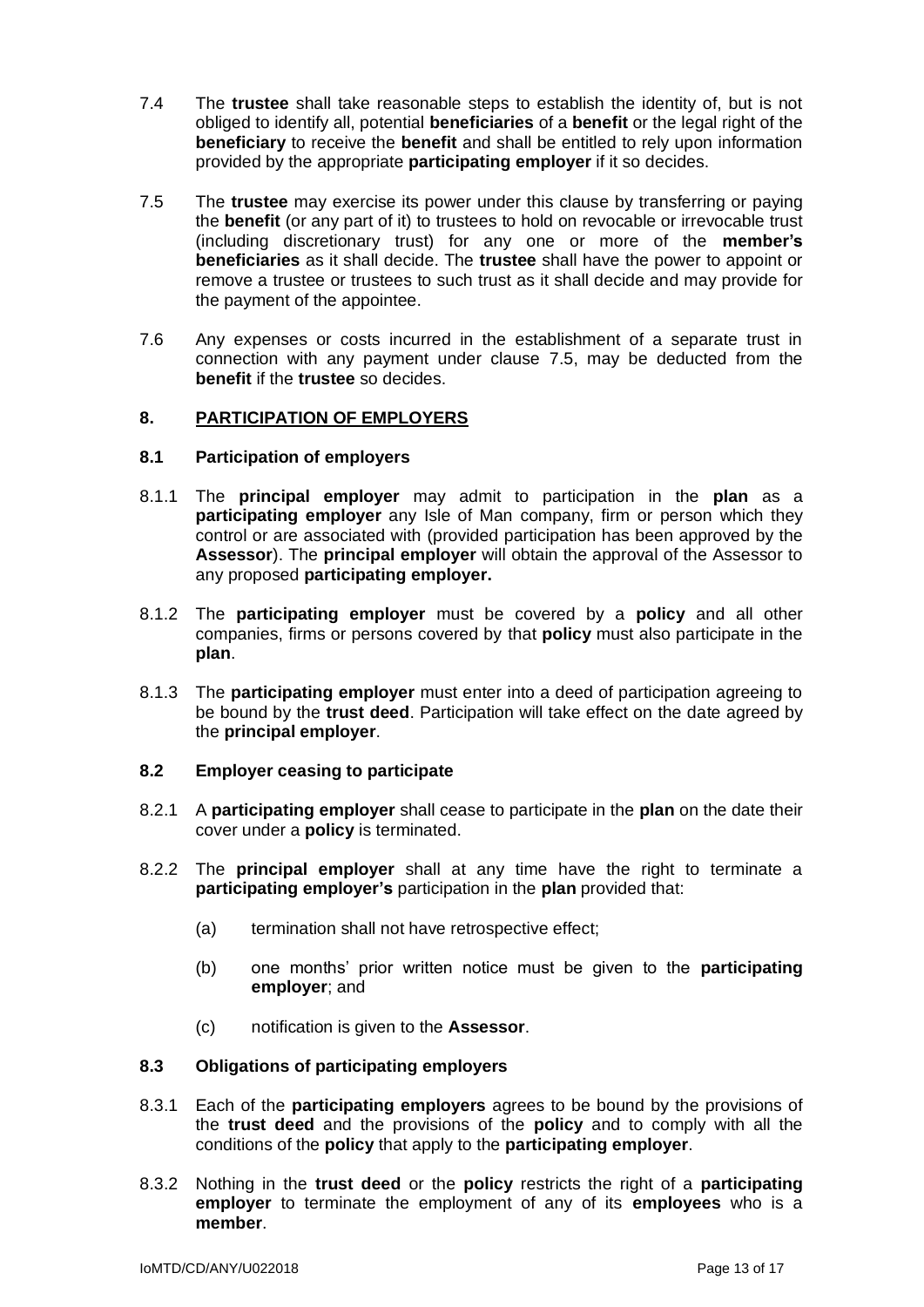7.4 The **trustee** shall take reasonable steps to establish the identity of, but is not obliged to identify all, potential **beneficiaries** of a **benefit** or the legal right of the **beneficiary** to receive the **benefit** and shall be entitled to rely upon information provided by the appropriate **participating employer** if it so decides.

7.5 The **trustee** may exercise its power under this clause by transferring or paying the **benefit** (or any part of it) to trustees to hold on revocable or irrevocable trust (including discretionary trust) for any one or more of the **member's beneficiaries** as it shall decide. The **trustee** shall have the power to appoint or remove a trustee or trustees to such trust as it shall decide and may provide for the payment of the appointee.

7.6 Any expenses or costs incurred in the establishment of a separate trust in connection with any payment under clause 7.5, may be deducted from the **benefit** if the **trustee** so decides.

## 8. PARTICIPATION OF EMPLOYERS

### 8.1 Participation of employers

8.1.1 The **principal employer** may admit to participation in the **plan** as a **participating employer** any Isle of Man company, firm or person which they control or are associated with (provided participation has been approved by the **Assessor**). The **principal employer** will obtain the approval of the Assessor to any proposed **participating employer.**

8.1.2 The **participating employer** must be covered by a **policy** and all other companies, firms or persons covered by that **policy** must also participate in the **plan**.

8.1.3 The **participating employer** must enter into a deed of participation agreeing to be bound by the **trust deed**. Participation will take effect on the date agreed by the **principal employer**.

### 8.2 Employer ceasing to participate

8.2.1 A **participating employer** shall cease to participate in the **plan** on the date their cover under a **policy** is terminated.

8.2.2 The **principal employer** shall at any time have the right to terminate a **participating employer's** participation in the **plan** provided that:

(a) termination shall not have retrospective effect;

(b) one months' prior written notice must be given to the **participating employer**; and

(c) notification is given to the **Assessor**.

### 8.3 Obligations of participating employers

8.3.1 Each of the **participating employers** agrees to be bound by the provisions of the **trust deed** and the provisions of the **policy** and to comply with all the conditions of the **policy** that apply to the **participating employer**.

8.3.2 Nothing in the **trust deed** or the **policy** restricts the right of a **participating employer** to terminate the employment of any of its **employees** who is a **member**.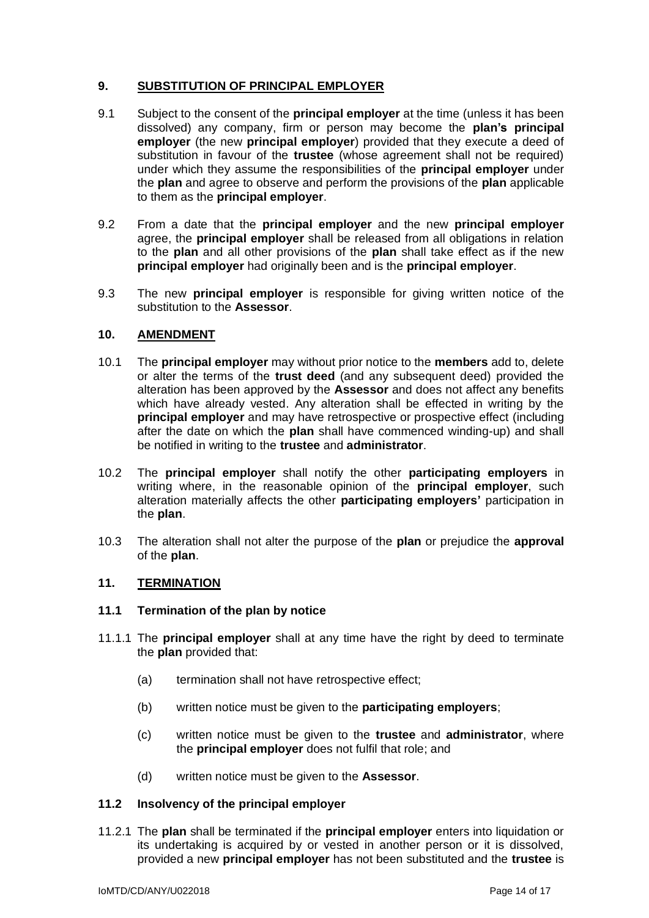## 9. SUBSTITUTION OF PRINCIPAL EMPLOYER

9.1 Subject to the consent of the **principal employer** at the time (unless it has been dissolved) any company, firm or person may become the **plan's principal employer** (the new **principal employer**) provided that they execute a deed of substitution in favour of the **trustee** (whose agreement shall not be required) under which they assume the responsibilities of the **principal employer** under the **plan** and agree to observe and perform the provisions of the **plan** applicable to them as the **principal employer**.

9.2 From a date that the **principal employer** and the new **principal employer** agree, the **principal employer** shall be released from all obligations in relation to the **plan** and all other provisions of the **plan** shall take effect as if the new **principal employer** had originally been and is the **principal employer**.

9.3 The new **principal employer** is responsible for giving written notice of the substitution to the **Assessor**.

## 10. AMENDMENT

10.1 The **principal employer** may without prior notice to the **members** add to, delete or alter the terms of the **trust deed** (and any subsequent deed) provided the alteration has been approved by the **Assessor** and does not affect any benefits which have already vested. Any alteration shall be effected in writing by the **principal employer** and may have retrospective or prospective effect (including after the date on which the **plan** shall have commenced winding-up) and shall be notified in writing to the **trustee** and **administrator**.

10.2 The **principal employer** shall notify the other **participating employers** in writing where, in the reasonable opinion of the **principal employer**, such alteration materially affects the other **participating employers'** participation in the **plan**.

10.3 The alteration shall not alter the purpose of the **plan** or prejudice the **approval** of the **plan**.

## 11. TERMINATION

### 11.1 Termination of the plan by notice

11.1.1 The **principal employer** shall at any time have the right by deed to terminate the **plan** provided that:

(a) termination shall not have retrospective effect;

(b) written notice must be given to the **participating employers**;

(c) written notice must be given to the **trustee** and **administrator**, where the **principal employer** does not fulfil that role; and

(d) written notice must be given to the **Assessor**.

### 11.2 Insolvency of the principal employer

11.2.1 The **plan** shall be terminated if the **principal employer** enters into liquidation or its undertaking is acquired by or vested in another person or it is dissolved, provided a new **principal employer** has not been substituted and the **trustee** is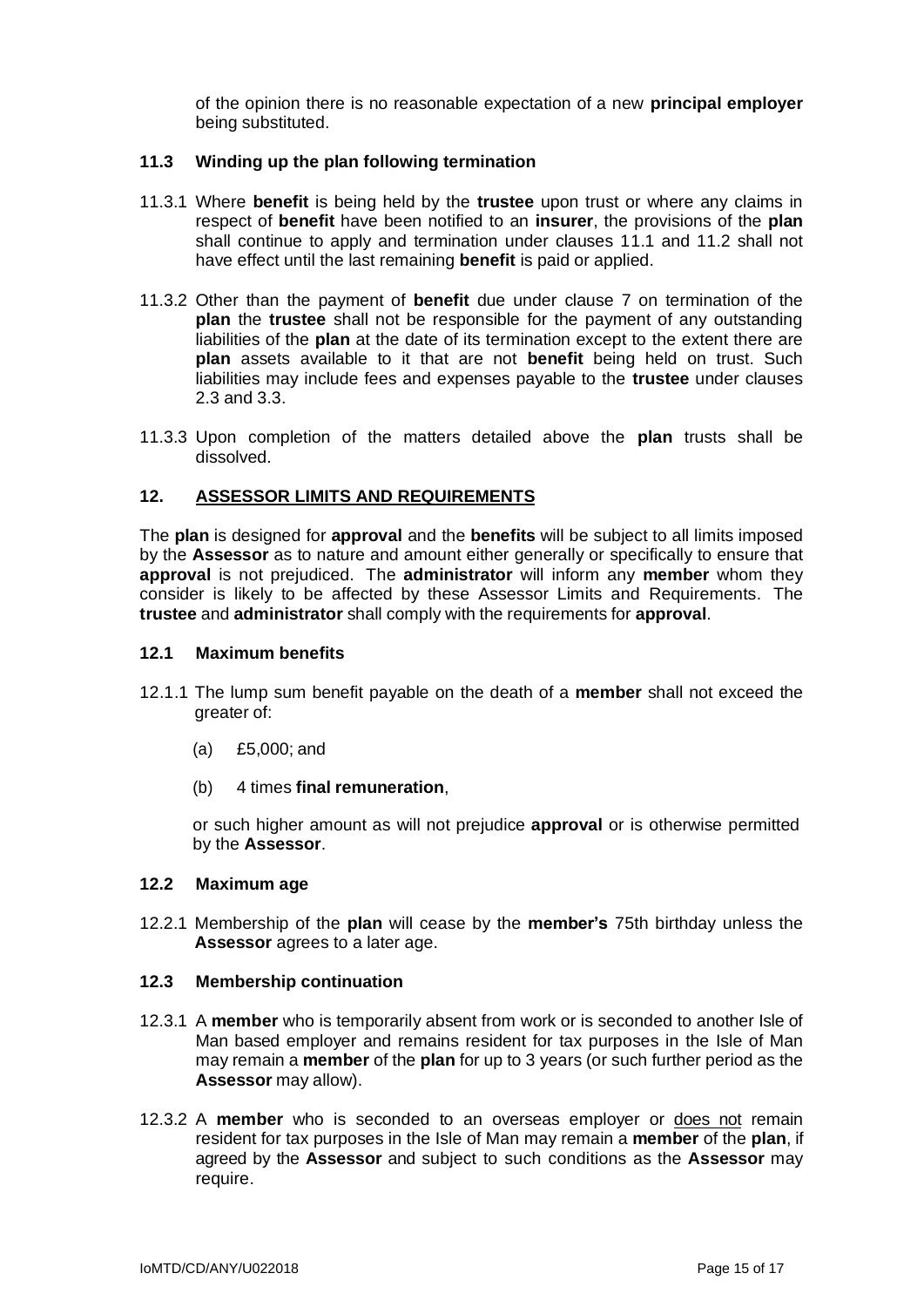of the opinion there is no reasonable expectation of a new **principal employer** being substituted.

### 11.3 Winding up the plan following termination

11.3.1 Where **benefit** is being held by the **trustee** upon trust or where any claims in respect of **benefit** have been notified to an **insurer**, the provisions of the **plan** shall continue to apply and termination under clauses 11.1 and 11.2 shall not have effect until the last remaining **benefit** is paid or applied.

11.3.2 Other than the payment of **benefit** due under clause 7 on termination of the **plan** the **trustee** shall not be responsible for the payment of any outstanding liabilities of the **plan** at the date of its termination except to the extent there are **plan** assets available to it that are not **benefit** being held on trust. Such liabilities may include fees and expenses payable to the **trustee** under clauses 2.3 and 3.3.

11.3.3 Upon completion of the matters detailed above the **plan** trusts shall be dissolved.

## 12. ASSESSOR LIMITS AND REQUIREMENTS

The **plan** is designed for **approval** and the **benefits** will be subject to all limits imposed by the **Assessor** as to nature and amount either generally or specifically to ensure that **approval** is not prejudiced. The **administrator** will inform any **member** whom they consider is likely to be affected by these Assessor Limits and Requirements. The **trustee** and **administrator** shall comply with the requirements for **approval**.

### 12.1 Maximum benefits

12.1.1 The lump sum benefit payable on the death of a **member** shall not exceed the greater of:

(a) £5,000; and

(b) 4 times **final remuneration**,

or such higher amount as will not prejudice **approval** or is otherwise permitted by the **Assessor**.

### 12.2 Maximum age

12.2.1 Membership of the **plan** will cease by the **member's** 75th birthday unless the **Assessor** agrees to a later age.

### 12.3 Membership continuation

12.3.1 A **member** who is temporarily absent from work or is seconded to another Isle of Man based employer and remains resident for tax purposes in the Isle of Man may remain a **member** of the **plan** for up to 3 years (or such further period as the **Assessor** may allow).

12.3.2 A **member** who is seconded to an overseas employer or <u>does not</u> remain resident for tax purposes in the Isle of Man may remain a **member** of the **plan**, if agreed by the **Assessor** and subject to such conditions as the **Assessor** may require.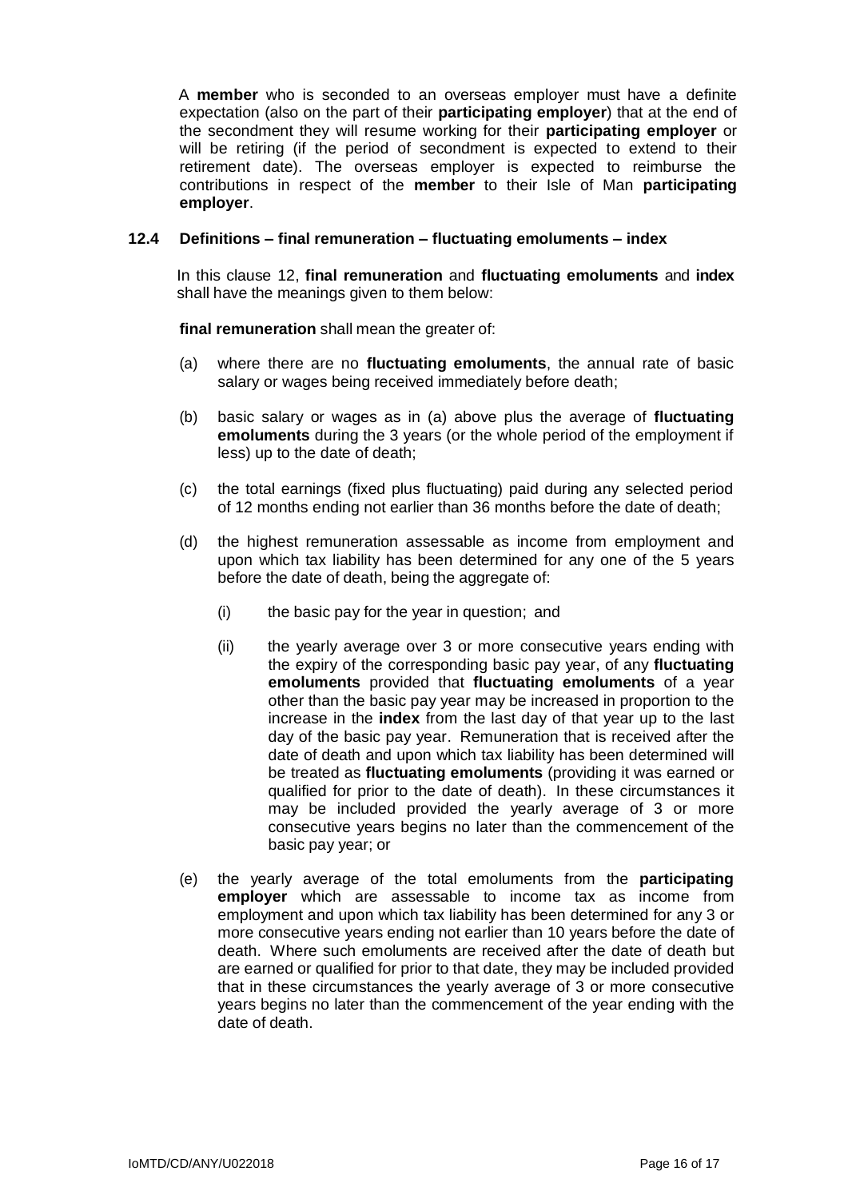A **member** who is seconded to an overseas employer must have a definite expectation (also on the part of their **participating employer**) that at the end of the secondment they will resume working for their **participating employer** or will be retiring (if the period of secondment is expected to extend to their retirement date). The overseas employer is expected to reimburse the contributions in respect of the **member** to their Isle of Man **participating employer**.

### 12.4 Definitions – final remuneration – fluctuating emoluments – index

In this clause 12, **final remuneration** and **fluctuating emoluments** and **index** shall have the meanings given to them below:

**final remuneration** shall mean the greater of:

(a) where there are no **fluctuating emoluments**, the annual rate of basic salary or wages being received immediately before death;

(b) basic salary or wages as in (a) above plus the average of **fluctuating emoluments** during the 3 years (or the whole period of the employment if less) up to the date of death;

(c) the total earnings (fixed plus fluctuating) paid during any selected period of 12 months ending not earlier than 36 months before the date of death;

(d) the highest remuneration assessable as income from employment and upon which tax liability has been determined for any one of the 5 years before the date of death, being the aggregate of:

   (i) the basic pay for the year in question; and

   (ii) the yearly average over 3 or more consecutive years ending with the expiry of the corresponding basic pay year, of any **fluctuating emoluments** provided that **fluctuating emoluments** of a year other than the basic pay year may be increased in proportion to the increase in the **index** from the last day of that year up to the last day of the basic pay year. Remuneration that is received after the date of death and upon which tax liability has been determined will be treated as **fluctuating emoluments** (providing it was earned or qualified for prior to the date of death). In these circumstances it may be included provided the yearly average of 3 or more consecutive years begins no later than the commencement of the basic pay year; or

(e) the yearly average of the total emoluments from the **participating employer** which are assessable to income tax as income from employment and upon which tax liability has been determined for any 3 or more consecutive years ending not earlier than 10 years before the date of death. Where such emoluments are received after the date of death but are earned or qualified for prior to that date, they may be included provided that in these circumstances the yearly average of 3 or more consecutive years begins no later than the commencement of the year ending with the date of death.

IoMTD/CD/ANY/U022018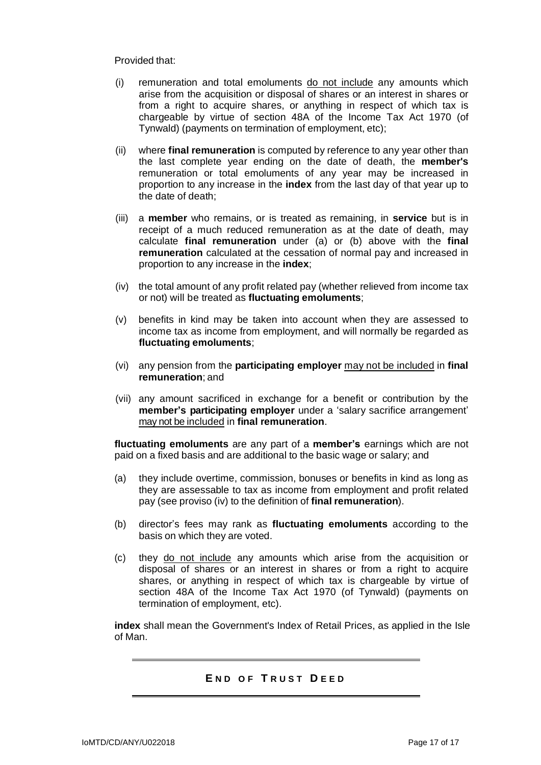Provided that:

(i) remuneration and total emoluments <u>do not include</u> any amounts which arise from the acquisition or disposal of shares or an interest in shares or from a right to acquire shares, or anything in respect of which tax is chargeable by virtue of section 48A of the Income Tax Act 1970 (of Tynwald) (payments on termination of employment, etc);

(ii) where **final remuneration** is computed by reference to any year other than the last complete year ending on the date of death, the **member's** remuneration or total emoluments of any year may be increased in proportion to any increase in the **index** from the last day of that year up to the date of death;

(iii) a **member** who remains, or is treated as remaining, in **service** but is in receipt of a much reduced remuneration as at the date of death, may calculate **final remuneration** under (a) or (b) above with the **final remuneration** calculated at the cessation of normal pay and increased in proportion to any increase in the **index**;

(iv) the total amount of any profit related pay (whether relieved from income tax or not) will be treated as **fluctuating emoluments**;

(v) benefits in kind may be taken into account when they are assessed to income tax as income from employment, and will normally be regarded as **fluctuating emoluments**;

(vi) any pension from the **participating employer** <u>may not be included</u> in **final remuneration**; and

(vii) any amount sacrificed in exchange for a benefit or contribution by the **member's participating employer** under a 'salary sacrifice arrangement' <u>may not be included</u> in **final remuneration**.

**fluctuating emoluments** are any part of a **member's** earnings which are not paid on a fixed basis and are additional to the basic wage or salary; and

(a) they include overtime, commission, bonuses or benefits in kind as long as they are assessable to tax as income from employment and profit related pay (see proviso (iv) to the definition of **final remuneration**).

(b) director's fees may rank as **fluctuating emoluments** according to the basis on which they are voted.

(c) they <u>do not include</u> any amounts which arise from the acquisition or disposal of shares or an interest in shares or from a right to acquire shares, or anything in respect of which tax is chargeable by virtue of section 48A of the Income Tax Act 1970 (of Tynwald) (payments on termination of employment, etc).

**index** shall mean the Government's Index of Retail Prices, as applied in the Isle of Man.

---

**END OF TRUST DEED**

---

IoMTD/CD/ANY/U022018